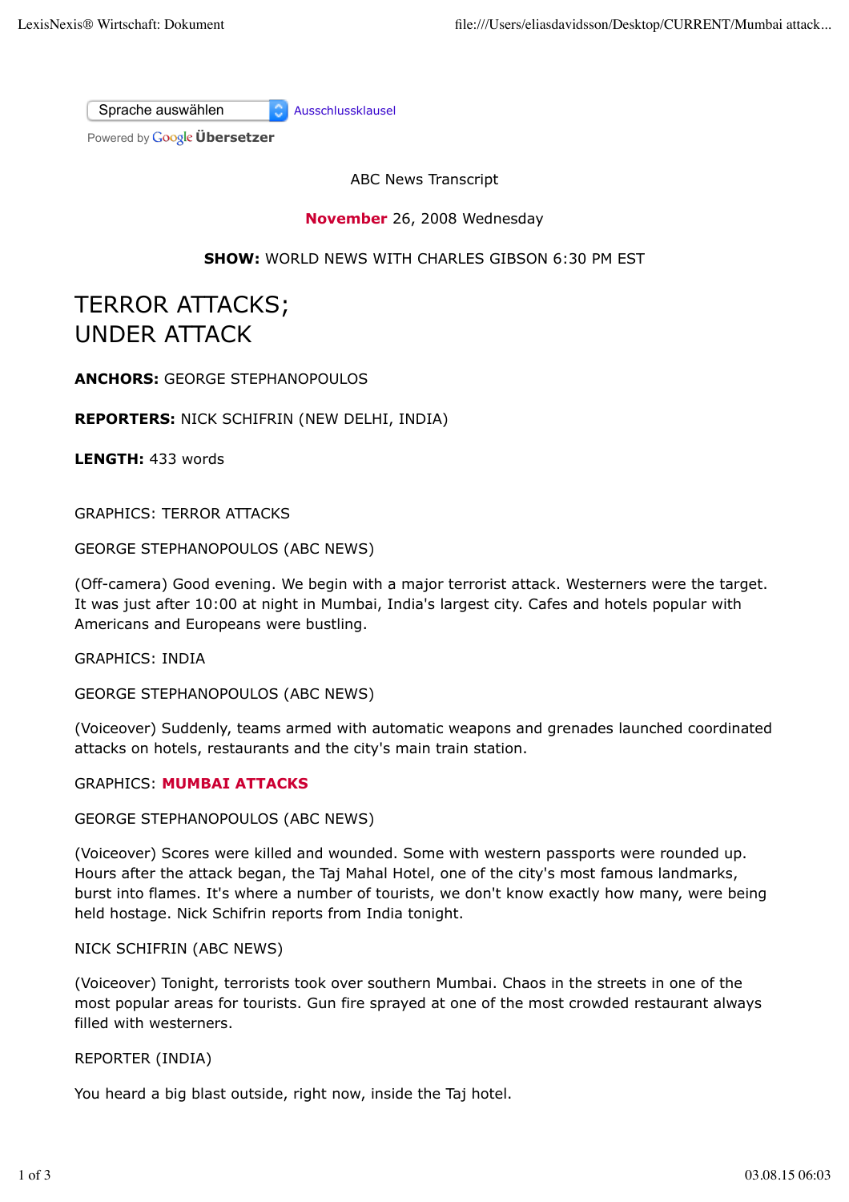ABC News Transcript

**November** 26, 2008 Wednesday

**SHOW:** WORLD NEWS WITH CHARLES GIBSON 6:30 PM EST

# TERROR ATTACKS; UNDER ATTACK

**ANCHORS:** GEORGE STEPHANOPOULOS

**REPORTERS:** NICK SCHIFRIN (NEW DELHI, INDIA)

**LENGTH:** 433 words

GRAPHICS: TERROR ATTACKS

GEORGE STEPHANOPOULOS (ABC NEWS)

(Off-camera) Good evening. We begin with a major terrorist attack. Westerners were the target. It was just after 10:00 at night in Mumbai, India's largest city. Cafes and hotels popular with Americans and Europeans were bustling.

GRAPHICS: INDIA

GEORGE STEPHANOPOULOS (ABC NEWS)

(Voiceover) Suddenly, teams armed with automatic weapons and grenades launched coordinated attacks on hotels, restaurants and the city's main train station.

GRAPHICS: **MUMBAI ATTACKS**

GEORGE STEPHANOPOULOS (ABC NEWS)

(Voiceover) Scores were killed and wounded. Some with western passports were rounded up. Hours after the attack began, the Taj Mahal Hotel, one of the city's most famous landmarks, burst into flames. It's where a number of tourists, we don't know exactly how many, were being held hostage. Nick Schifrin reports from India tonight.

NICK SCHIFRIN (ABC NEWS)

(Voiceover) Tonight, terrorists took over southern Mumbai. Chaos in the streets in one of the most popular areas for tourists. Gun fire sprayed at one of the most crowded restaurant always filled with westerners.

REPORTER (INDIA)

You heard a big blast outside, right now, inside the Taj hotel.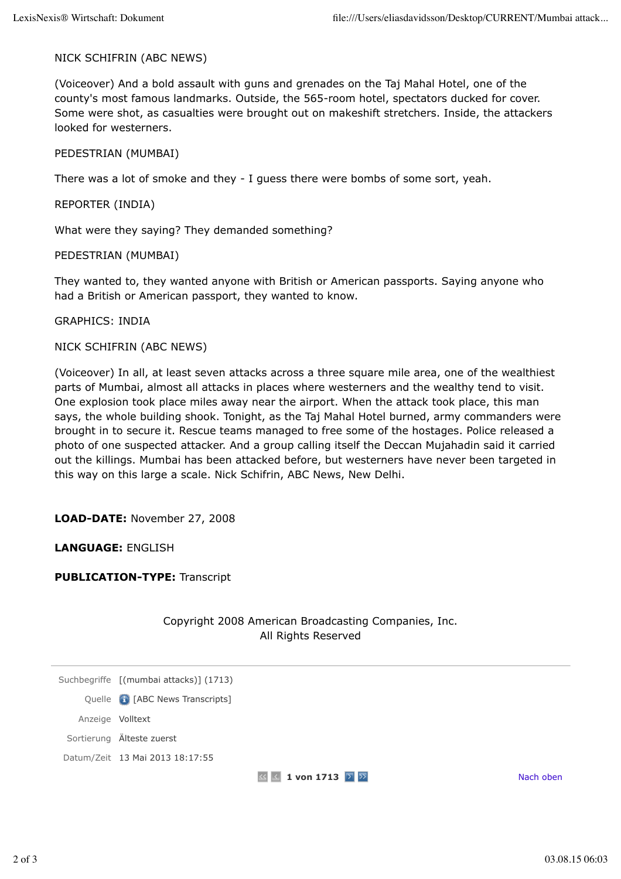NICK SCHIFRIN (ABC NEWS)

(Voiceover) And a bold assault with guns and grenades on the Taj Mahal Hotel, one of the county's most famous landmarks. Outside, the 565-room hotel, spectators ducked for cover. Some were shot, as casualties were brought out on makeshift stretchers. Inside, the attackers looked for westerners.

PEDESTRIAN (MUMBAI)

There was a lot of smoke and they - I guess there were bombs of some sort, yeah.

REPORTER (INDIA)

What were they saying? They demanded something?

PEDESTRIAN (MUMBAI)

They wanted to, they wanted anyone with British or American passports. Saying anyone who had a British or American passport, they wanted to know.

GRAPHICS: INDIA

NICK SCHIFRIN (ABC NEWS)

(Voiceover) In all, at least seven attacks across a three square mile area, one of the wealthiest parts of Mumbai, almost all attacks in places where westerners and the wealthy tend to visit. One explosion took place miles away near the airport. When the attack took place, this man says, the whole building shook. Tonight, as the Taj Mahal Hotel burned, army commanders were brought in to secure it. Rescue teams managed to free some of the hostages. Police released a photo of one suspected attacker. And a group calling itself the Deccan Mujahadin said it carried out the killings. Mumbai has been attacked before, but westerners have never been targeted in this way on this large a scale. Nick Schifrin, ABC News, New Delhi.

**LOAD-DATE:** November 27, 2008

**LANGUAGE:** ENGLISH

**PUBLICATION-TYPE:** Transcript

Copyright 2008 American Broadcasting Companies, Inc.
All Rights Reserved

| | |
|---|---|
| Suchbegriffe | [(mumbai attacks)] (1713) |
| Quelle | [ABC News Transcripts] |
| Anzeige | Volltext |
| Sortierung | Älteste zuerst |
| Datum/Zeit | 13 Mai 2013 18:17:55 |

1 von 1713

Nach oben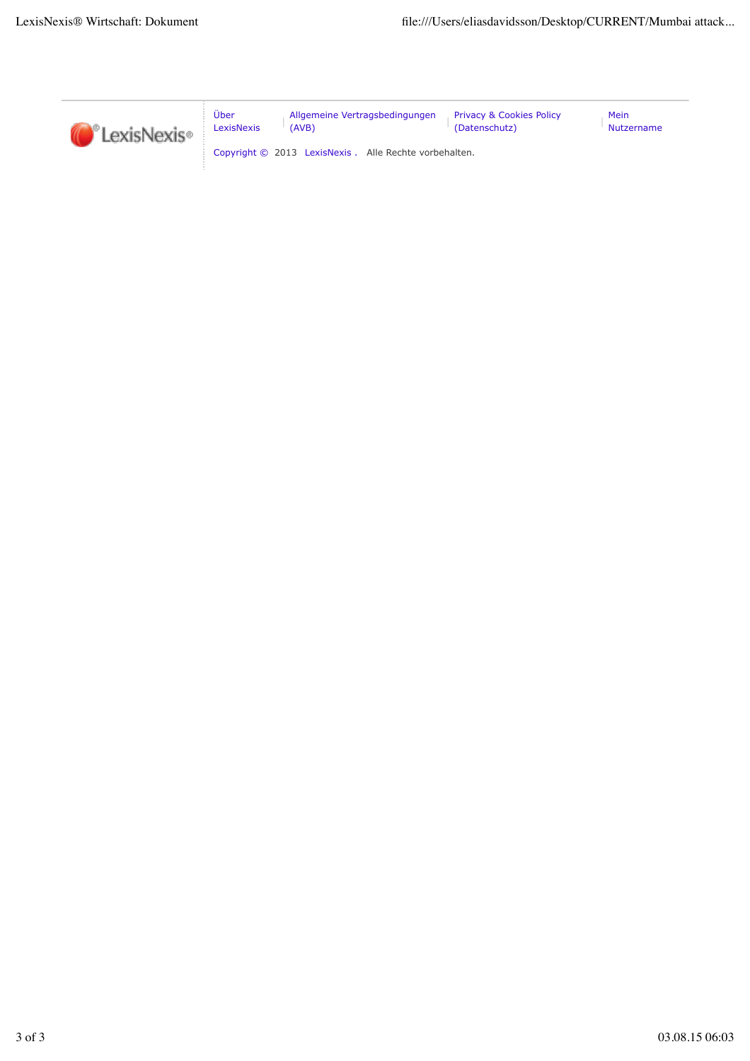Über LexisNexis | Allgemeine Vertragsbedingungen (AVB) | Privacy & Cookies Policy (Datenschutz) | Mein Nutzername

Copyright © 2013 LexisNexis . Alle Rechte vorbehalten.